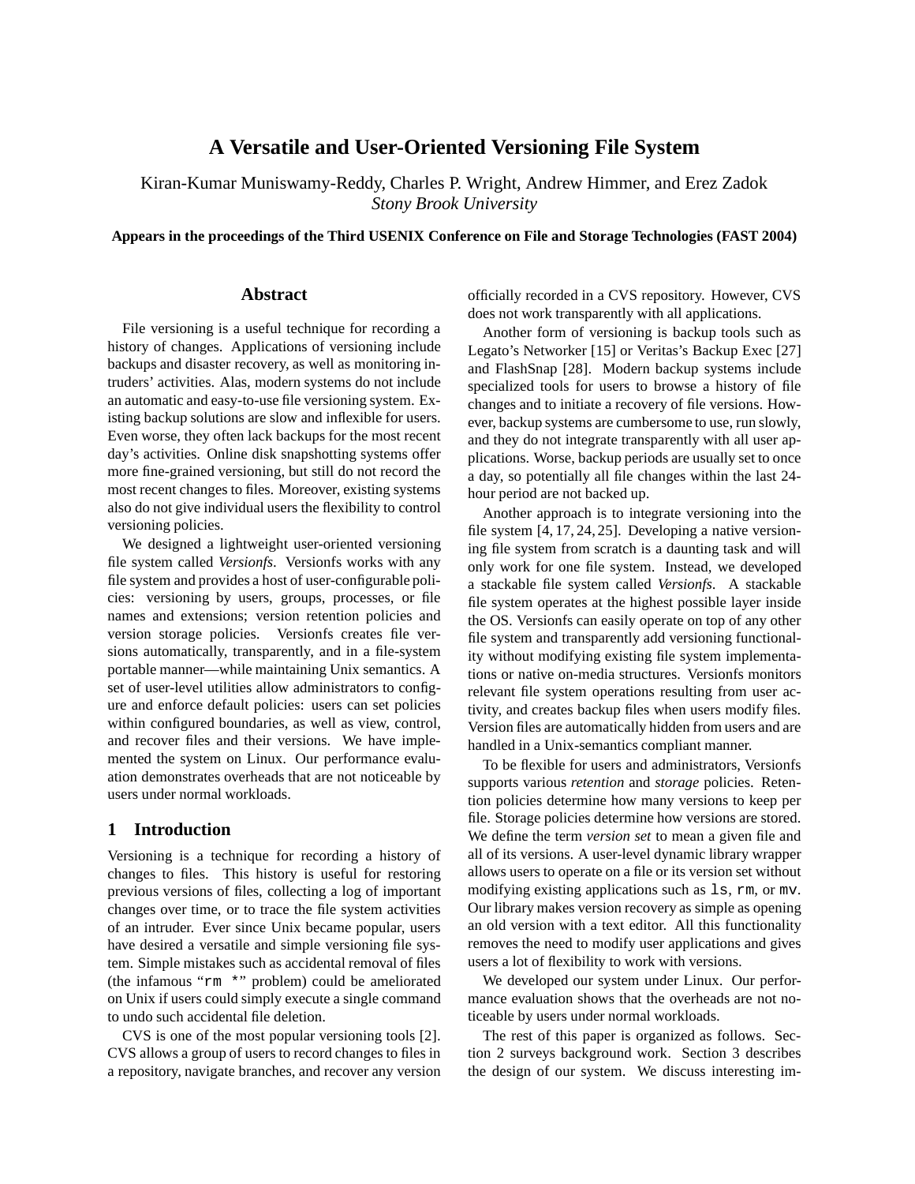# A Versatile and User-Oriented Versioning File System

Kiran-Kumar Muniswamy-Reddy, Charles P. Wright, Andrew Himmer, and Erez Zadok
*Stony Brook University*

**Appears in the proceedings of the Third USENIX Conference on File and Storage Technologies (FAST 2004)**

## Abstract

File versioning is a useful technique for recording a history of changes. Applications of versioning include backups and disaster recovery, as well as monitoring intruders' activities. Alas, modern systems do not include an automatic and easy-to-use file versioning system. Existing backup solutions are slow and inflexible for users. Even worse, they often lack backups for the most recent day's activities. Online disk snapshotting systems offer more fine-grained versioning, but still do not record the most recent changes to files. Moreover, existing systems also do not give individual users the flexibility to control versioning policies.

We designed a lightweight user-oriented versioning file system called *Versionfs*. Versionfs works with any file system and provides a host of user-configurable policies: versioning by users, groups, processes, or file names and extensions; version retention policies and version storage policies. Versionfs creates file versions automatically, transparently, and in a file-system portable manner—while maintaining Unix semantics. A set of user-level utilities allow administrators to configure and enforce default policies: users can set policies within configured boundaries, as well as view, control, and recover files and their versions. We have implemented the system on Linux. Our performance evaluation demonstrates overheads that are not noticeable by users under normal workloads.

## 1 Introduction

Versioning is a technique for recording a history of changes to files. This history is useful for restoring previous versions of files, collecting a log of important changes over time, or to trace the file system activities of an intruder. Ever since Unix became popular, users have desired a versatile and simple versioning file system. Simple mistakes such as accidental removal of files (the infamous "`rm *`" problem) could be ameliorated on Unix if users could simply execute a single command to undo such accidental file deletion.

CVS is one of the most popular versioning tools [2]. CVS allows a group of users to record changes to files in a repository, navigate branches, and recover any version officially recorded in a CVS repository. However, CVS does not work transparently with all applications.

Another form of versioning is backup tools such as Legato's Networker [15] or Veritas's Backup Exec [27] and FlashSnap [28]. Modern backup systems include specialized tools for users to browse a history of file changes and to initiate a recovery of file versions. However, backup systems are cumbersome to use, run slowly, and they do not integrate transparently with all user applications. Worse, backup periods are usually set to once a day, so potentially all file changes within the last 24-hour period are not backed up.

Another approach is to integrate versioning into the file system [4, 17, 24, 25]. Developing a native versioning file system from scratch is a daunting task and will only work for one file system. Instead, we developed a stackable file system called *Versionfs*. A stackable file system operates at the highest possible layer inside the OS. Versionfs can easily operate on top of any other file system and transparently add versioning functionality without modifying existing file system implementations or native on-media structures. Versionfs monitors relevant file system operations resulting from user activity, and creates backup files when users modify files. Version files are automatically hidden from users and are handled in a Unix-semantics compliant manner.

To be flexible for users and administrators, Versionfs supports various *retention* and *storage* policies. Retention policies determine how many versions to keep per file. Storage policies determine how versions are stored. We define the term *version set* to mean a given file and all of its versions. A user-level dynamic library wrapper allows users to operate on a file or its version set without modifying existing applications such as `ls`, `rm`, or `mv`. Our library makes version recovery as simple as opening an old version with a text editor. All this functionality removes the need to modify user applications and gives users a lot of flexibility to work with versions.

We developed our system under Linux. Our performance evaluation shows that the overheads are not noticeable by users under normal workloads.

The rest of this paper is organized as follows. Section 2 surveys background work. Section 3 describes the design of our system. We discuss interesting im-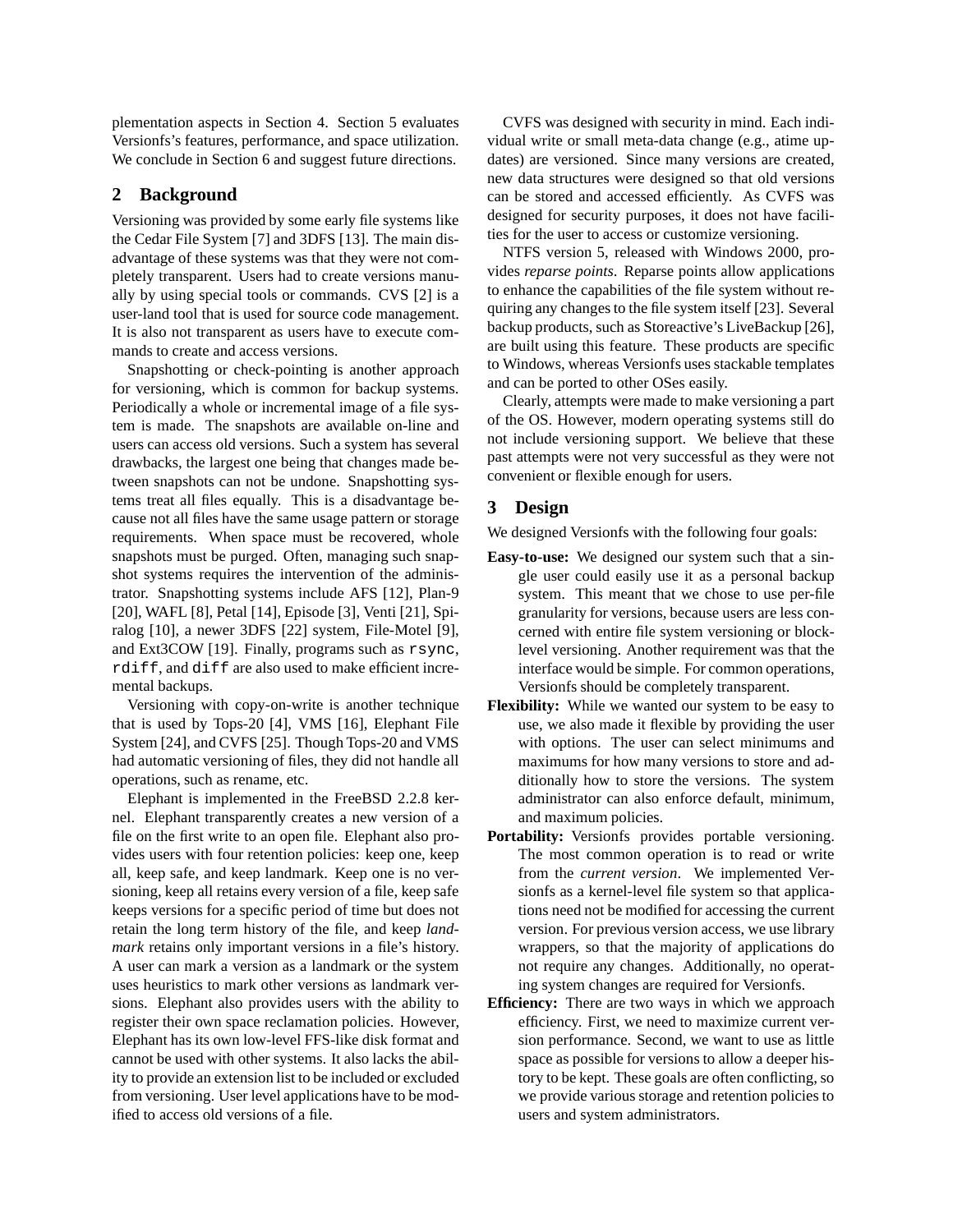plementation aspects in Section 4. Section 5 evaluates Versionfs's features, performance, and space utilization. We conclude in Section 6 and suggest future directions.

## 2 Background

Versioning was provided by some early file systems like the Cedar File System [7] and 3DFS [13]. The main disadvantage of these systems was that they were not completely transparent. Users had to create versions manually by using special tools or commands. CVS [2] is a user-land tool that is used for source code management. It is also not transparent as users have to execute commands to create and access versions.

Snapshotting or check-pointing is another approach for versioning, which is common for backup systems. Periodically a whole or incremental image of a file system is made. The snapshots are available on-line and users can access old versions. Such a system has several drawbacks, the largest one being that changes made between snapshots can not be undone. Snapshotting systems treat all files equally. This is a disadvantage because not all files have the same usage pattern or storage requirements. When space must be recovered, whole snapshots must be purged. Often, managing such snapshot systems requires the intervention of the administrator. Snapshotting systems include AFS [12], Plan-9 [20], WAFL [8], Petal [14], Episode [3], Venti [21], Spiralog [10], a newer 3DFS [22] system, File-Motel [9], and Ext3COW [19]. Finally, programs such as `rsync`, `rdiff`, and `diff` are also used to make efficient incremental backups.

Versioning with copy-on-write is another technique that is used by Tops-20 [4], VMS [16], Elephant File System [24], and CVFS [25]. Though Tops-20 and VMS had automatic versioning of files, they did not handle all operations, such as rename, etc.

Elephant is implemented in the FreeBSD 2.2.8 kernel. Elephant transparently creates a new version of a file on the first write to an open file. Elephant also provides users with four retention policies: keep one, keep all, keep safe, and keep landmark. Keep one is no versioning, keep all retains every version of a file, keep safe keeps versions for a specific period of time but does not retain the long term history of the file, and keep *landmark* retains only important versions in a file's history. A user can mark a version as a landmark or the system uses heuristics to mark other versions as landmark versions. Elephant also provides users with the ability to register their own space reclamation policies. However, Elephant has its own low-level FFS-like disk format and cannot be used with other systems. It also lacks the ability to provide an extension list to be included or excluded from versioning. User level applications have to be modified to access old versions of a file.

CVFS was designed with security in mind. Each individual write or small meta-data change (e.g., atime updates) are versioned. Since many versions are created, new data structures were designed so that old versions can be stored and accessed efficiently. As CVFS was designed for security purposes, it does not have facilities for the user to access or customize versioning.

NTFS version 5, released with Windows 2000, provides *reparse points*. Reparse points allow applications to enhance the capabilities of the file system without requiring any changes to the file system itself [23]. Several backup products, such as Storeactive's LiveBackup [26], are built using this feature. These products are specific to Windows, whereas Versionfs uses stackable templates and can be ported to other OSes easily.

Clearly, attempts were made to make versioning a part of the OS. However, modern operating systems still do not include versioning support. We believe that these past attempts were not very successful as they were not convenient or flexible enough for users.

## 3 Design

We designed Versionfs with the following four goals:

- **Easy-to-use:** We designed our system such that a single user could easily use it as a personal backup system. This meant that we chose to use per-file granularity for versions, because users are less concerned with entire file system versioning or block-level versioning. Another requirement was that the interface would be simple. For common operations, Versionfs should be completely transparent.
- **Flexibility:** While we wanted our system to be easy to use, we also made it flexible by providing the user with options. The user can select minimums and maximums for how many versions to store and additionally how to store the versions. The system administrator can also enforce default, minimum, and maximum policies.
- **Portability:** Versionfs provides portable versioning. The most common operation is to read or write from the *current version*. We implemented Versionfs as a kernel-level file system so that applications need not be modified for accessing the current version. For previous version access, we use library wrappers, so that the majority of applications do not require any changes. Additionally, no operating system changes are required for Versionfs.
- **Efficiency:** There are two ways in which we approach efficiency. First, we need to maximize current version performance. Second, we want to use as little space as possible for versions to allow a deeper history to be kept. These goals are often conflicting, so we provide various storage and retention policies to users and system administrators.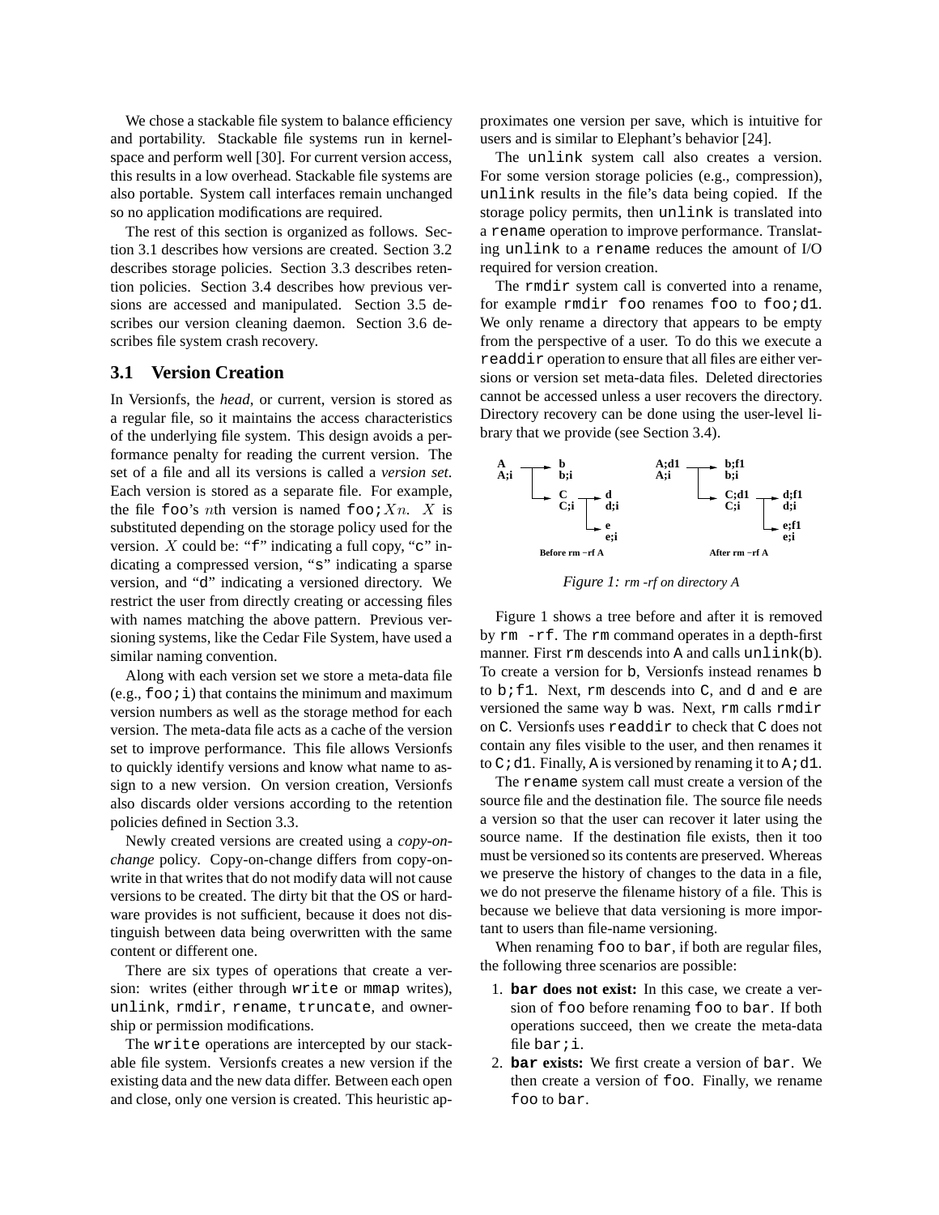We chose a stackable file system to balance efficiency and portability. Stackable file systems run in kernel-space and perform well [30]. For current version access, this results in a low overhead. Stackable file systems are also portable. System call interfaces remain unchanged so no application modifications are required.

The rest of this section is organized as follows. Section 3.1 describes how versions are created. Section 3.2 describes storage policies. Section 3.3 describes retention policies. Section 3.4 describes how previous versions are accessed and manipulated. Section 3.5 describes our version cleaning daemon. Section 3.6 describes file system crash recovery.

## 3.1 Version Creation

In Versionfs, the *head*, or current, version is stored as a regular file, so it maintains the access characteristics of the underlying file system. This design avoids a performance penalty for reading the current version. The set of a file and all its versions is called a *version set*. Each version is stored as a separate file. For example, the file `foo`'s $n$th version is named `foo;`$Xn$. $X$ is substituted depending on the storage policy used for the version. $X$ could be: "`f`" indicating a full copy, "`c`" indicating a compressed version, "`s`" indicating a sparse version, and "`d`" indicating a versioned directory. We restrict the user from directly creating or accessing files with names matching the above pattern. Previous versioning systems, like the Cedar File System, have used a similar naming convention.

Along with each version set we store a meta-data file (e.g., `foo;i`) that contains the minimum and maximum version numbers as well as the storage method for each version. The meta-data file acts as a cache of the version set to improve performance. This file allows Versionfs to quickly identify versions and know what name to assign to a new version. On version creation, Versionfs also discards older versions according to the retention policies defined in Section 3.3.

Newly created versions are created using a *copy-on-change* policy. Copy-on-change differs from copy-on-write in that writes that do not modify data will not cause versions to be created. The dirty bit that the OS or hardware provides is not sufficient, because it does not distinguish between data being overwritten with the same content or different one.

There are six types of operations that create a version: writes (either through `write` or `mmap` writes), `unlink`, `rmdir`, `rename`, `truncate`, and ownership or permission modifications.

The `write` operations are intercepted by our stackable file system. Versionfs creates a new version if the existing data and the new data differ. Between each open and close, only one version is created. This heuristic approximates one version per save, which is intuitive for users and is similar to Elephant's behavior [24].

The `unlink` system call also creates a version. For some version storage policies (e.g., compression), `unlink` results in the file's data being copied. If the storage policy permits, then `unlink` is translated into a `rename` operation to improve performance. Translating `unlink` to a `rename` reduces the amount of I/O required for version creation.

The `rmdir` system call is converted into a rename, for example `rmdir foo` renames `foo` to `foo;d1`. We only rename a directory that appears to be empty from the perspective of a user. To do this we execute a `readdir` operation to ensure that all files are either versions or version set meta-data files. Deleted directories cannot be accessed unless a user recovers the directory. Directory recovery can be done using the user-level library that we provide (see Section 3.4).

*Figure 1: rm -rf on directory A*

Figure 1 shows a tree before and after it is removed by `rm -rf`. The `rm` command operates in a depth-first manner. First `rm` descends into `A` and calls `unlink(b)`. To create a version for `b`, Versionfs instead renames `b` to `b;f1`. Next, `rm` descends into `C`, and `d` and `e` are versioned the same way `b` was. Next, `rm` calls `rmdir` on `C`. Versionfs uses `readdir` to check that `C` does not contain any files visible to the user, and then renames it to `C;d1`. Finally, `A` is versioned by renaming it to `A;d1`.

The `rename` system call must create a version of the source file and the destination file. The source file needs a version so that the user can recover it later using the source name. If the destination file exists, then it too must be versioned so its contents are preserved. Whereas we preserve the history of changes to the data in a file, we do not preserve the filename history of a file. This is because we believe that data versioning is more important to users than file-name versioning.

When renaming `foo` to `bar`, if both are regular files, the following three scenarios are possible:

1. **`bar` does not exist:** In this case, we create a version of `foo` before renaming `foo` to `bar`. If both operations succeed, then we create the meta-data file `bar;i`.
2. **`bar` exists:** We first create a version of `bar`. We then create a version of `foo`. Finally, we rename `foo` to `bar`.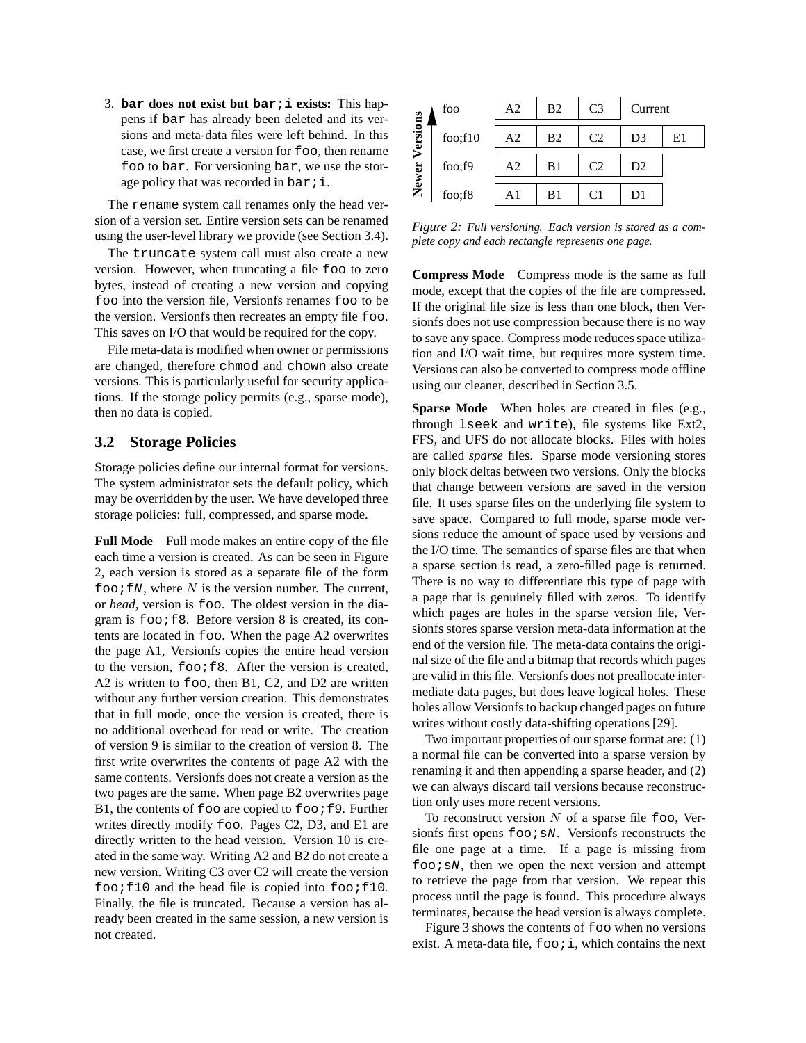3. **bar does not exist but bar;i exists:** This happens if bar has already been deleted and its versions and meta-data files were left behind. In this case, we first create a version for foo, then rename foo to bar. For versioning bar, we use the storage policy that was recorded in bar;i.

The rename system call renames only the head version of a version set. Entire version sets can be renamed using the user-level library we provide (see Section 3.4).

The truncate system call must also create a new version. However, when truncating a file foo to zero bytes, instead of creating a new version and copying foo into the version file, Versionfs renames foo to be the version. Versionfs then recreates an empty file foo. This saves on I/O that would be required for the copy.

File meta-data is modified when owner or permissions are changed, therefore chmod and chown also create versions. This is particularly useful for security applications. If the storage policy permits (e.g., sparse mode), then no data is copied.

## 3.2 Storage Policies

Storage policies define our internal format for versions. The system administrator sets the default policy, which may be overridden by the user. We have developed three storage policies: full, compressed, and sparse mode.

**Full Mode** Full mode makes an entire copy of the file each time a version is created. As can be seen in Figure 2, each version is stored as a separate file of the form foo;f$N$, where $N$ is the version number. The current, or *head*, version is foo. The oldest version in the diagram is foo;f8. Before version 8 is created, its contents are located in foo. When the page A2 overwrites the page A1, Versionfs copies the entire head version to the version, foo;f8. After the version is created, A2 is written to foo, then B1, C2, and D2 are written without any further version creation. This demonstrates that in full mode, once the version is created, there is no additional overhead for read or write. The creation of version 9 is similar to the creation of version 8. The first write overwrites the contents of page A2 with the same contents. Versionfs does not create a version as the two pages are the same. When page B2 overwrites page B1, the contents of foo are copied to foo;f9. Further writes directly modify foo. Pages C2, D3, and E1 are directly written to the head version. Version 10 is created in the same way. Writing A2 and B2 do not create a new version. Writing C3 over C2 will create the version foo;f10 and the head file is copied into foo;f10. Finally, the file is truncated. Because a version has already been created in the same session, a new version is not created.

| Newer Versions ↑ | | | | | |
|---|---|---|---|---|---|
| foo | A2 | B2 | C3 | Current | |
| foo;f10 | A2 | B2 | C2 | D3 | E1 |
| foo;f9 | A2 | B1 | C2 | D2 | |
| foo;f8 | A1 | B1 | C1 | D1 | |

*Figure 2: Full versioning. Each version is stored as a complete copy and each rectangle represents one page.*

**Compress Mode** Compress mode is the same as full mode, except that the copies of the file are compressed. If the original file size is less than one block, then Versionfs does not use compression because there is no way to save any space. Compress mode reduces space utilization and I/O wait time, but requires more system time. Versions can also be converted to compress mode offline using our cleaner, described in Section 3.5.

**Sparse Mode** When holes are created in files (e.g., through lseek and write), file systems like Ext2, FFS, and UFS do not allocate blocks. Files with holes are called *sparse* files. Sparse mode versioning stores only block deltas between two versions. Only the blocks that change between versions are saved in the version file. It uses sparse files on the underlying file system to save space. Compared to full mode, sparse mode versions reduce the amount of space used by versions and the I/O time. The semantics of sparse files are that when a sparse section is read, a zero-filled page is returned. There is no way to differentiate this type of page with a page that is genuinely filled with zeros. To identify which pages are holes in the sparse version file, Versionfs stores sparse version meta-data information at the end of the version file. The meta-data contains the original size of the file and a bitmap that records which pages are valid in this file. Versionfs does not preallocate intermediate data pages, but does leave logical holes. These holes allow Versionfs to backup changed pages on future writes without costly data-shifting operations [29].

Two important properties of our sparse format are: (1) a normal file can be converted into a sparse version by renaming it and then appending a sparse header, and (2) we can always discard tail versions because reconstruction only uses more recent versions.

To reconstruct version $N$ of a sparse file foo, Versionfs first opens foo;s$N$. Versionfs reconstructs the file one page at a time. If a page is missing from foo;s$N$, then we open the next version and attempt to retrieve the page from that version. We repeat this process until the page is found. This procedure always terminates, because the head version is always complete.

Figure 3 shows the contents of foo when no versions exist. A meta-data file, foo;i, which contains the next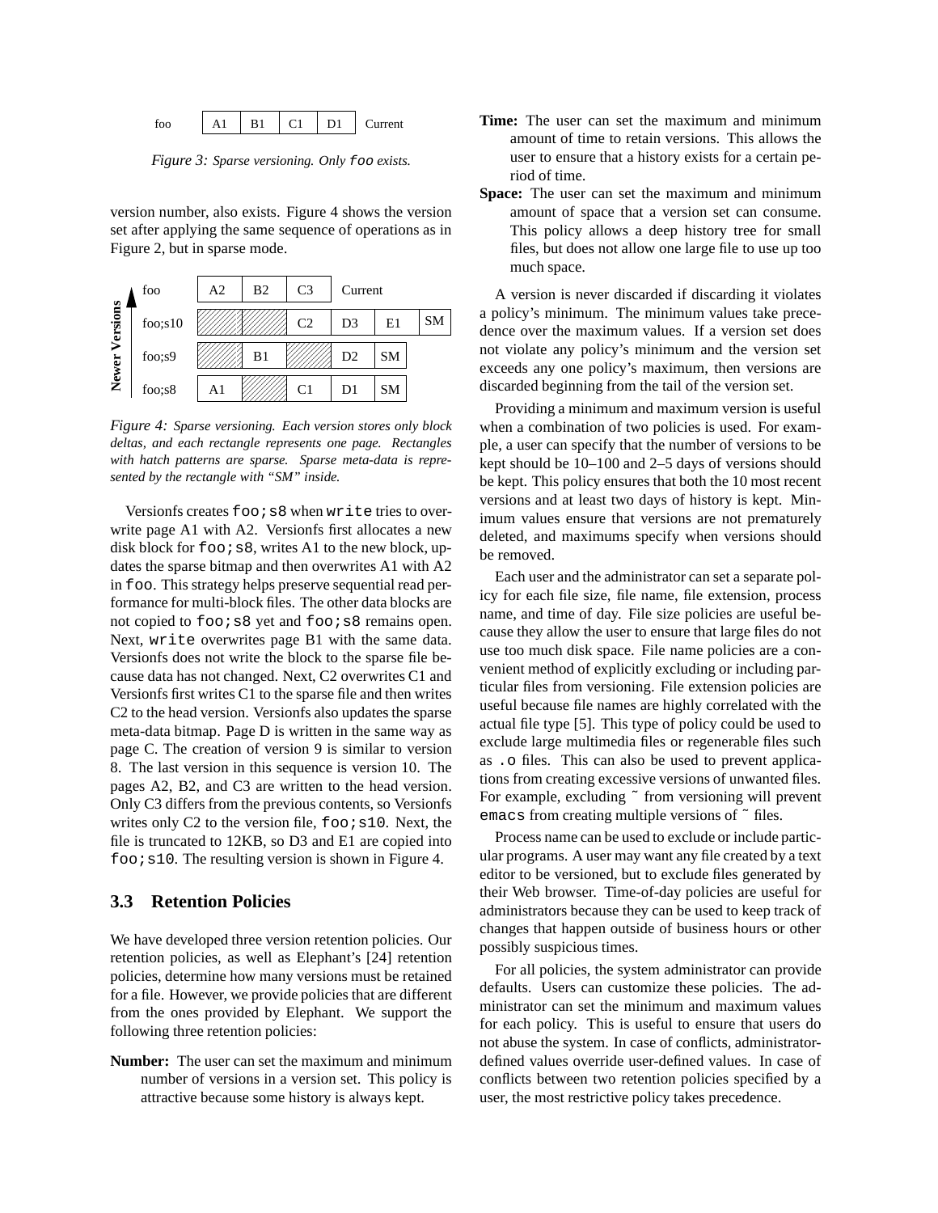| foo | A1 | B1 | C1 | D1 | Current |
|---|---|---|---|---|---|

*Figure 3: Sparse versioning. Only* `foo` *exists.*

version number, also exists. Figure 4 shows the version set after applying the same sequence of operations as in Figure 2, but in sparse mode.

| Newer Versions | | | | | | |
|---|---|---|---|---|---|---|
| foo | A2 | B2 | C3 | Current | | |
| foo;s10 | (sparse) | (sparse) | C2 | D3 | E1 | SM |
| foo;s9 | (sparse) | B1 | (sparse) | D2 | SM | |
| foo;s8 | A1 | (sparse) | C1 | D1 | SM | |

*Figure 4: Sparse versioning. Each version stores only block deltas, and each rectangle represents one page. Rectangles with hatch patterns are sparse. Sparse meta-data is represented by the rectangle with "SM" inside.*

Versionfs creates `foo;s8` when `write` tries to overwrite page A1 with A2. Versionfs first allocates a new disk block for `foo;s8`, writes A1 to the new block, updates the sparse bitmap and then overwrites A1 with A2 in `foo`. This strategy helps preserve sequential read performance for multi-block files. The other data blocks are not copied to `foo;s8` yet and `foo;s8` remains open. Next, `write` overwrites page B1 with the same data. Versionfs does not write the block to the sparse file because data has not changed. Next, C2 overwrites C1 and Versionfs first writes C1 to the sparse file and then writes C2 to the head version. Versionfs also updates the sparse meta-data bitmap. Page D is written in the same way as page C. The creation of version 9 is similar to version 8. The last version in this sequence is version 10. The pages A2, B2, and C3 are written to the head version. Only C3 differs from the previous contents, so Versionfs writes only C2 to the version file, `foo;s10`. Next, the file is truncated to 12KB, so D3 and E1 are copied into `foo;s10`. The resulting version is shown in Figure 4.

### 3.3 Retention Policies

We have developed three version retention policies. Our retention policies, as well as Elephant's [24] retention policies, determine how many versions must be retained for a file. However, we provide policies that are different from the ones provided by Elephant. We support the following three retention policies:

**Number:** The user can set the maximum and minimum number of versions in a version set. This policy is attractive because some history is always kept.

**Time:** The user can set the maximum and minimum amount of time to retain versions. This allows the user to ensure that a history exists for a certain period of time.

**Space:** The user can set the maximum and minimum amount of space that a version set can consume. This policy allows a deep history tree for small files, but does not allow one large file to use up too much space.

A version is never discarded if discarding it violates a policy's minimum. The minimum values take precedence over the maximum values. If a version set does not violate any policy's minimum and the version set exceeds any one policy's maximum, then versions are discarded beginning from the tail of the version set.

Providing a minimum and maximum version is useful when a combination of two policies is used. For example, a user can specify that the number of versions to be kept should be 10–100 and 2–5 days of versions should be kept. This policy ensures that both the 10 most recent versions and at least two days of history is kept. Minimum values ensure that versions are not prematurely deleted, and maximums specify when versions should be removed.

Each user and the administrator can set a separate policy for each file size, file name, file extension, process name, and time of day. File size policies are useful because they allow the user to ensure that large files do not use too much disk space. File name policies are a convenient method of explicitly excluding or including particular files from versioning. File extension policies are useful because file names are highly correlated with the actual file type [5]. This type of policy could be used to exclude large multimedia files or regenerable files such as `.o` files. This can also be used to prevent applications from creating excessive versions of unwanted files. For example, excluding ˜ from versioning will prevent `emacs` from creating multiple versions of ˜ files.

Process name can be used to exclude or include particular programs. A user may want any file created by a text editor to be versioned, but to exclude files generated by their Web browser. Time-of-day policies are useful for administrators because they can be used to keep track of changes that happen outside of business hours or other possibly suspicious times.

For all policies, the system administrator can provide defaults. Users can customize these policies. The administrator can set the minimum and maximum values for each policy. This is useful to ensure that users do not abuse the system. In case of conflicts, administrator-defined values override user-defined values. In case of conflicts between two retention policies specified by a user, the most restrictive policy takes precedence.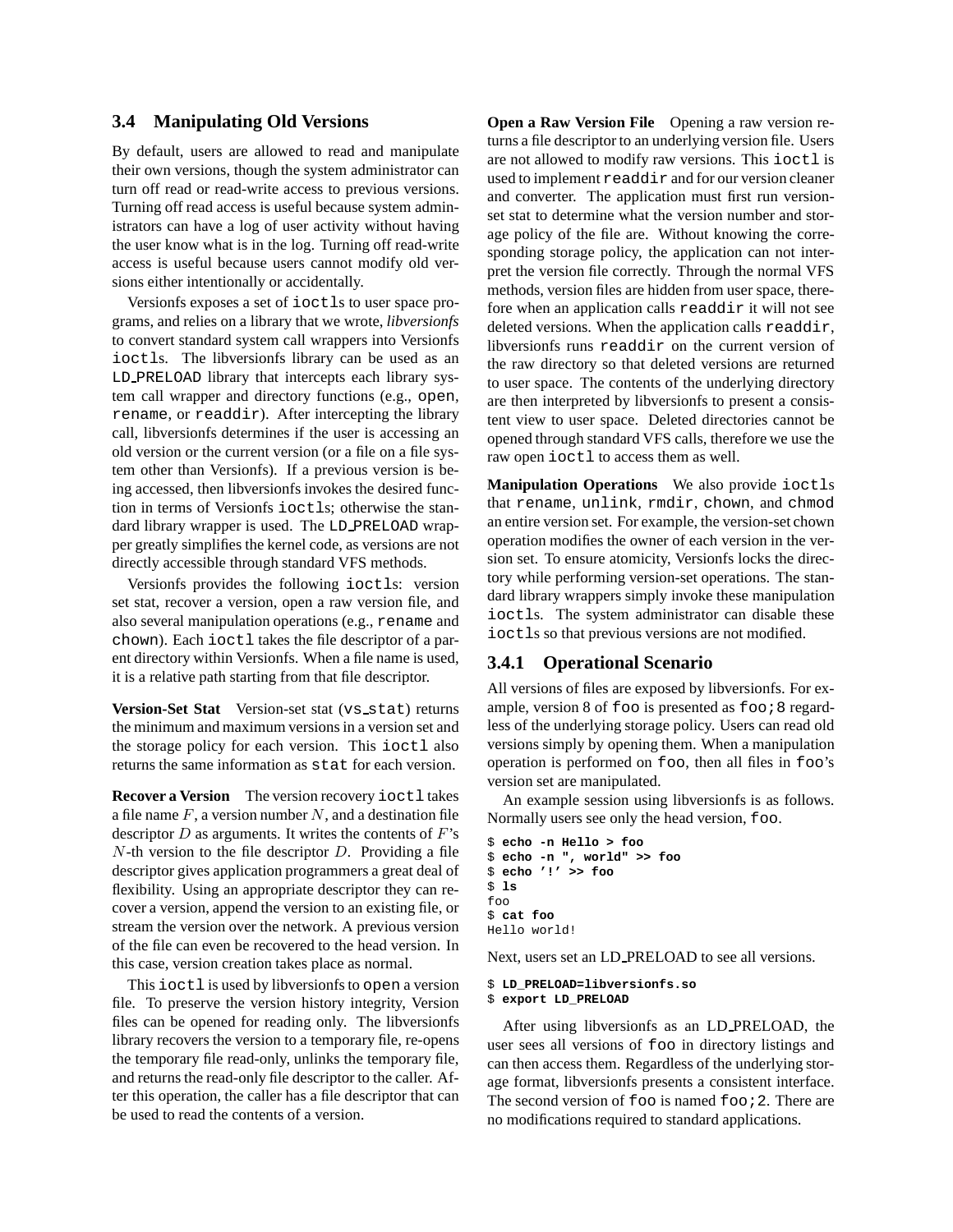## 3.4 Manipulating Old Versions

By default, users are allowed to read and manipulate their own versions, though the system administrator can turn off read or read-write access to previous versions. Turning off read access is useful because system administrators can have a log of user activity without having the user know what is in the log. Turning off read-write access is useful because users cannot modify old versions either intentionally or accidentally.

Versionfs exposes a set of `ioctl`s to user space programs, and relies on a library that we wrote, *libversionfs* to convert standard system call wrappers into Versionfs `ioctl`s. The libversionfs library can be used as an `LD_PRELOAD` library that intercepts each library system call wrapper and directory functions (e.g., `open`, `rename`, or `readdir`). After intercepting the library call, libversionfs determines if the user is accessing an old version or the current version (or a file on a file system other than Versionfs). If a previous version is being accessed, then libversionfs invokes the desired function in terms of Versionfs `ioctl`s; otherwise the standard library wrapper is used. The `LD_PRELOAD` wrapper greatly simplifies the kernel code, as versions are not directly accessible through standard VFS methods.

Versionfs provides the following `ioctl`s: version set stat, recover a version, open a raw version file, and also several manipulation operations (e.g., `rename` and `chown`). Each `ioctl` takes the file descriptor of a parent directory within Versionfs. When a file name is used, it is a relative path starting from that file descriptor.

**Version-Set Stat** Version-set stat (`vs_stat`) returns the minimum and maximum versions in a version set and the storage policy for each version. This `ioctl` also returns the same information as `stat` for each version.

**Recover a Version** The version recovery `ioctl` takes a file name $F$, a version number $N$, and a destination file descriptor $D$ as arguments. It writes the contents of $F$'s $N$-th version to the file descriptor $D$. Providing a file descriptor gives application programmers a great deal of flexibility. Using an appropriate descriptor they can recover a version, append the version to an existing file, or stream the version over the network. A previous version of the file can even be recovered to the head version. In this case, version creation takes place as normal.

This `ioctl` is used by libversionfs to `open` a version file. To preserve the version history integrity, Version files can be opened for reading only. The libversionfs library recovers the version to a temporary file, re-opens the temporary file read-only, unlinks the temporary file, and returns the read-only file descriptor to the caller. After this operation, the caller has a file descriptor that can be used to read the contents of a version.

**Open a Raw Version File** Opening a raw version returns a file descriptor to an underlying version file. Users are not allowed to modify raw versions. This `ioctl` is used to implement `readdir` and for our version cleaner and converter. The application must first run version-set stat to determine what the version number and storage policy of the file are. Without knowing the corresponding storage policy, the application can not interpret the version file correctly. Through the normal VFS methods, version files are hidden from user space, therefore when an application calls `readdir` it will not see deleted versions. When the application calls `readdir`, libversionfs runs `readdir` on the current version of the raw directory so that deleted versions are returned to user space. The contents of the underlying directory are then interpreted by libversionfs to present a consistent view to user space. Deleted directories cannot be opened through standard VFS calls, therefore we use the raw open `ioctl` to access them as well.

**Manipulation Operations** We also provide `ioctl`s that `rename`, `unlink`, `rmdir`, `chown`, and `chmod` an entire version set. For example, the version-set chown operation modifies the owner of each version in the version set. To ensure atomicity, Versionfs locks the directory while performing version-set operations. The standard library wrappers simply invoke these manipulation `ioctl`s. The system administrator can disable these `ioctl`s so that previous versions are not modified.

### 3.4.1 Operational Scenario

All versions of files are exposed by libversionfs. For example, version 8 of `foo` is presented as `foo;8` regardless of the underlying storage policy. Users can read old versions simply by opening them. When a manipulation operation is performed on `foo`, then all files in `foo`'s version set are manipulated.

An example session using libversionfs is as follows. Normally users see only the head version, `foo`.

```
$ echo -n Hello > foo
$ echo -n ", world" >> foo
$ echo '!' >> foo
$ ls
foo
$ cat foo
Hello world!
```

Next, users set an LD_PRELOAD to see all versions.

```
$ LD_PRELOAD=libversionfs.so
$ export LD_PRELOAD
```

After using libversionfs as an LD_PRELOAD, the user sees all versions of `foo` in directory listings and can then access them. Regardless of the underlying storage format, libversionfs presents a consistent interface. The second version of `foo` is named `foo;2`. There are no modifications required to standard applications.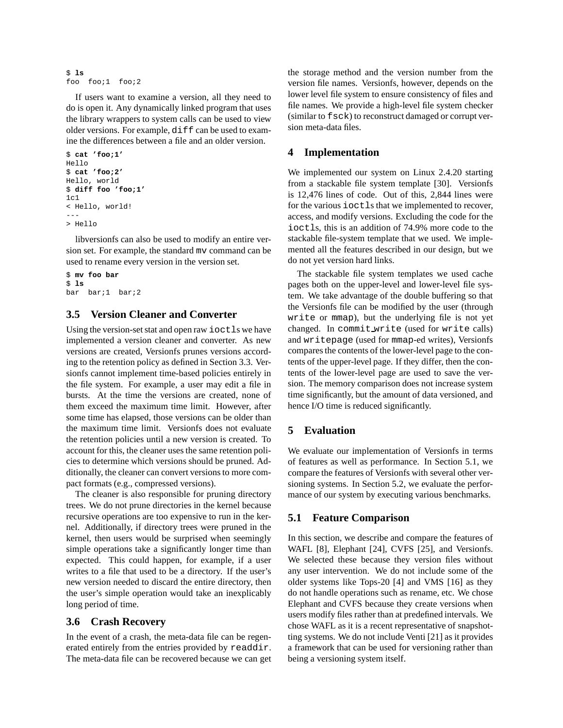```
$ ls
foo  foo;1  foo;2
```

If users want to examine a version, all they need to do is open it. Any dynamically linked program that uses the library wrappers to system calls can be used to view older versions. For example, diff can be used to examine the differences between a file and an older version.

```
$ cat 'foo;1'
Hello
$ cat 'foo;2'
Hello, world
$ diff foo 'foo;1'
1c1
< Hello, world!
---
> Hello
```

libversionfs can also be used to modify an entire version set. For example, the standard mv command can be used to rename every version in the version set.

```
$ mv foo bar
$ ls
bar  bar;1  bar;2
```

### 3.5 Version Cleaner and Converter

Using the version-set stat and open raw ioctls we have implemented a version cleaner and converter. As new versions are created, Versionfs prunes versions according to the retention policy as defined in Section 3.3. Versionfs cannot implement time-based policies entirely in the file system. For example, a user may edit a file in bursts. At the time the versions are created, none of them exceed the maximum time limit. However, after some time has elapsed, those versions can be older than the maximum time limit. Versionfs does not evaluate the retention policies until a new version is created. To account for this, the cleaner uses the same retention policies to determine which versions should be pruned. Additionally, the cleaner can convert versions to more compact formats (e.g., compressed versions).

The cleaner is also responsible for pruning directory trees. We do not prune directories in the kernel because recursive operations are too expensive to run in the kernel. Additionally, if directory trees were pruned in the kernel, then users would be surprised when seemingly simple operations take a significantly longer time than expected. This could happen, for example, if a user writes to a file that used to be a directory. If the user's new version needed to discard the entire directory, then the user's simple operation would take an inexplicably long period of time.

### 3.6 Crash Recovery

In the event of a crash, the meta-data file can be regenerated entirely from the entries provided by readdir. The meta-data file can be recovered because we can get the storage method and the version number from the version file names. Versionfs, however, depends on the lower level file system to ensure consistency of files and file names. We provide a high-level file system checker (similar to fsck) to reconstruct damaged or corrupt version meta-data files.

## 4 Implementation

We implemented our system on Linux 2.4.20 starting from a stackable file system template [30]. Versionfs is 12,476 lines of code. Out of this, 2,844 lines were for the various ioctls that we implemented to recover, access, and modify versions. Excluding the code for the ioctls, this is an addition of 74.9% more code to the stackable file-system template that we used. We implemented all the features described in our design, but we do not yet version hard links.

The stackable file system templates we used cache pages both on the upper-level and lower-level file system. We take advantage of the double buffering so that the Versionfs file can be modified by the user (through write or mmap), but the underlying file is not yet changed. In commit_write (used for write calls) and writepage (used for mmap-ed writes), Versionfs compares the contents of the lower-level page to the contents of the upper-level page. If they differ, then the contents of the lower-level page are used to save the version. The memory comparison does not increase system time significantly, but the amount of data versioned, and hence I/O time is reduced significantly.

## 5 Evaluation

We evaluate our implementation of Versionfs in terms of features as well as performance. In Section 5.1, we compare the features of Versionfs with several other versioning systems. In Section 5.2, we evaluate the performance of our system by executing various benchmarks.

### 5.1 Feature Comparison

In this section, we describe and compare the features of WAFL [8], Elephant [24], CVFS [25], and Versionfs. We selected these because they version files without any user intervention. We do not include some of the older systems like Tops-20 [4] and VMS [16] as they do not handle operations such as rename, etc. We chose Elephant and CVFS because they create versions when users modify files rather than at predefined intervals. We chose WAFL as it is a recent representative of snapshotting systems. We do not include Venti [21] as it provides a framework that can be used for versioning rather than being a versioning system itself.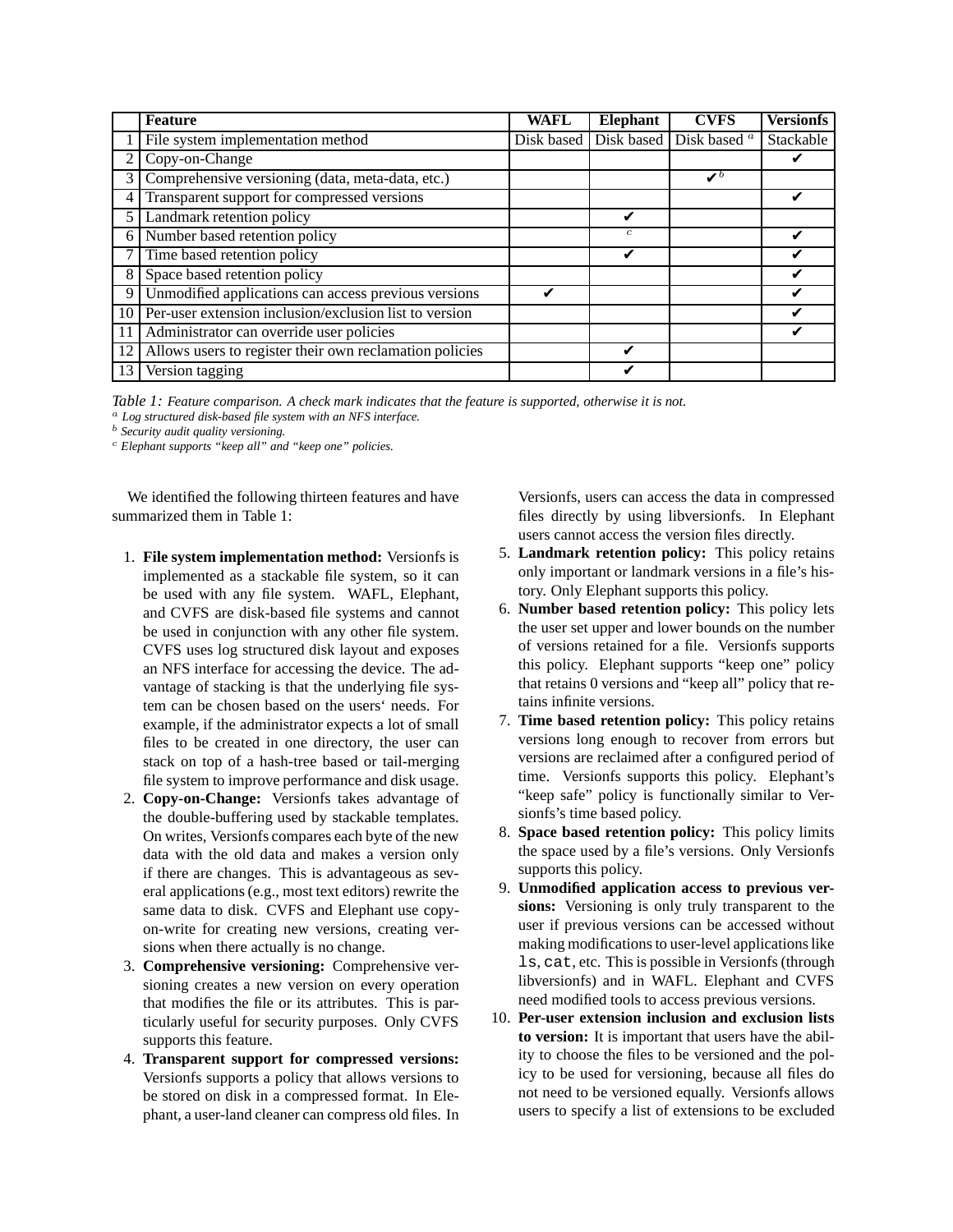| | Feature | WAFL | Elephant | CVFS | Versionfs |
|---|---|---|---|---|---|
| 1 | File system implementation method | Disk based | Disk based | Disk based [a] | Stackable |
| 2 | Copy-on-Change | | | | ✔ |
| 3 | Comprehensive versioning (data, meta-data, etc.) | | | ✔[b] | |
| 4 | Transparent support for compressed versions | | | | ✔ |
| 5 | Landmark retention policy | | ✔ | | |
| 6 | Number based retention policy | | [c] | | ✔ |
| 7 | Time based retention policy | | ✔ | | ✔ |
| 8 | Space based retention policy | | | | ✔ |
| 9 | Unmodified applications can access previous versions | ✔ | | | ✔ |
| 10 | Per-user extension inclusion/exclusion list to version | | | | ✔ |
| 11 | Administrator can override user policies | | | | ✔ |
| 12 | Allows users to register their own reclamation policies | | ✔ | | |
| 13 | Version tagging | | ✔ | | |

*Table 1: Feature comparison. A check mark indicates that the feature is supported, otherwise it is not.*
[a] *Log structured disk-based file system with an NFS interface.*
[b] *Security audit quality versioning.*
[c] *Elephant supports "keep all" and "keep one" policies.*

We identified the following thirteen features and have summarized them in Table 1:

1. **File system implementation method:** Versionfs is implemented as a stackable file system, so it can be used with any file system. WAFL, Elephant, and CVFS are disk-based file systems and cannot be used in conjunction with any other file system. CVFS uses log structured disk layout and exposes an NFS interface for accessing the device. The advantage of stacking is that the underlying file system can be chosen based on the users' needs. For example, if the administrator expects a lot of small files to be created in one directory, the user can stack on top of a hash-tree based or tail-merging file system to improve performance and disk usage.
2. **Copy-on-Change:** Versionfs takes advantage of the double-buffering used by stackable templates. On writes, Versionfs compares each byte of the new data with the old data and makes a version only if there are changes. This is advantageous as several applications (e.g., most text editors) rewrite the same data to disk. CVFS and Elephant use copy-on-write for creating new versions, creating versions when there actually is no change.
3. **Comprehensive versioning:** Comprehensive versioning creates a new version on every operation that modifies the file or its attributes. This is particularly useful for security purposes. Only CVFS supports this feature.
4. **Transparent support for compressed versions:** Versionfs supports a policy that allows versions to be stored on disk in a compressed format. In Elephant, a user-land cleaner can compress old files. In Versionfs, users can access the data in compressed files directly by using libversionfs. In Elephant users cannot access the version files directly.
5. **Landmark retention policy:** This policy retains only important or landmark versions in a file's history. Only Elephant supports this policy.
6. **Number based retention policy:** This policy lets the user set upper and lower bounds on the number of versions retained for a file. Versionfs supports this policy. Elephant supports "keep one" policy that retains 0 versions and "keep all" policy that retains infinite versions.
7. **Time based retention policy:** This policy retains versions long enough to recover from errors but versions are reclaimed after a configured period of time. Versionfs supports this policy. Elephant's "keep safe" policy is functionally similar to Versionfs's time based policy.
8. **Space based retention policy:** This policy limits the space used by a file's versions. Only Versionfs supports this policy.
9. **Unmodified application access to previous versions:** Versioning is only truly transparent to the user if previous versions can be accessed without making modifications to user-level applications like `ls`, `cat`, etc. This is possible in Versionfs (through libversionfs) and in WAFL. Elephant and CVFS need modified tools to access previous versions.
10. **Per-user extension inclusion and exclusion lists to version:** It is important that users have the ability to choose the files to be versioned and the policy to be used for versioning, because all files do not need to be versioned equally. Versionfs allows users to specify a list of extensions to be excluded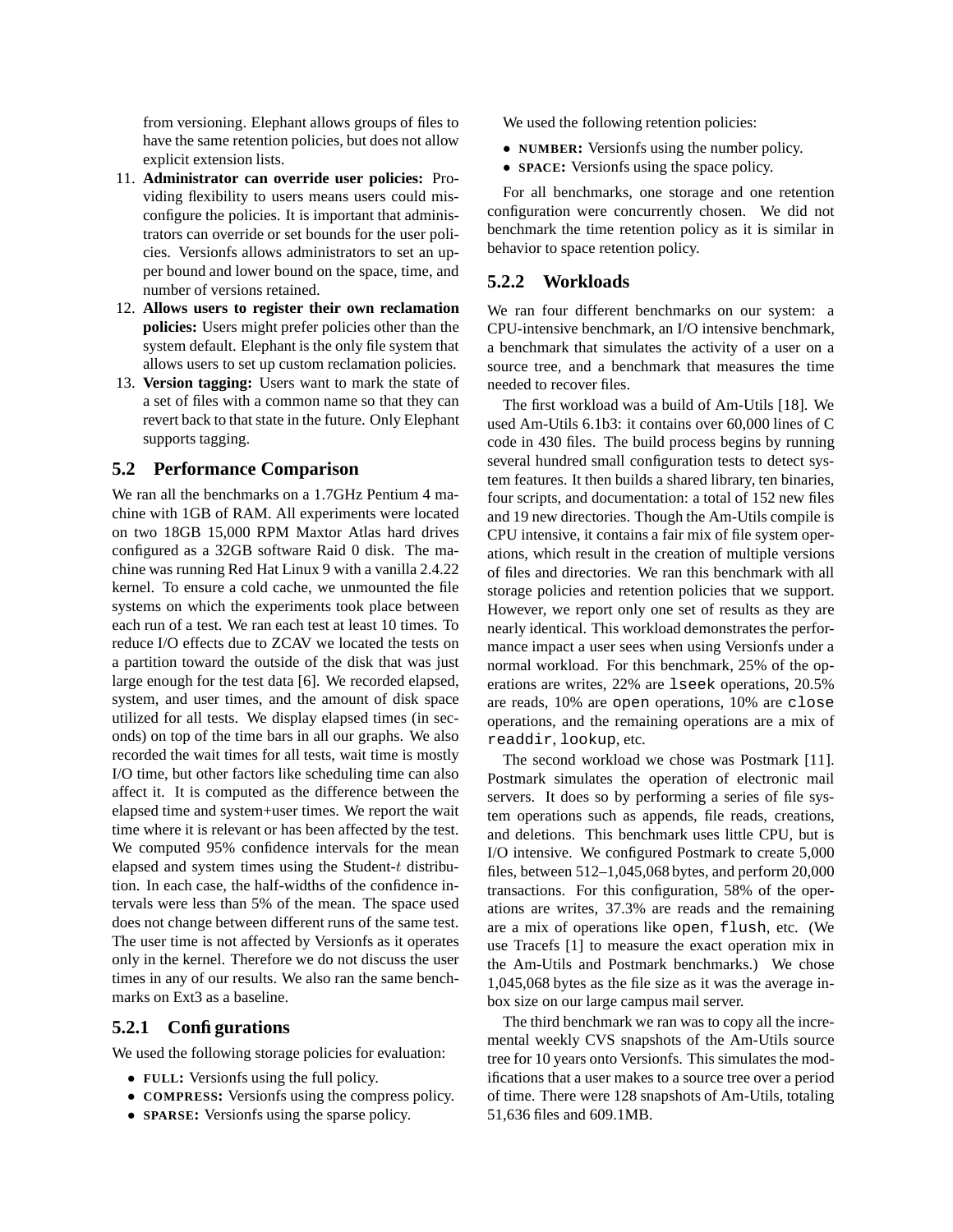from versioning. Elephant allows groups of files to have the same retention policies, but does not allow explicit extension lists.

11. **Administrator can override user policies:** Providing flexibility to users means users could misconfigure the policies. It is important that administrators can override or set bounds for the user policies. Versionfs allows administrators to set an upper bound and lower bound on the space, time, and number of versions retained.
12. **Allows users to register their own reclamation policies:** Users might prefer policies other than the system default. Elephant is the only file system that allows users to set up custom reclamation policies.
13. **Version tagging:** Users want to mark the state of a set of files with a common name so that they can revert back to that state in the future. Only Elephant supports tagging.

## 5.2 Performance Comparison

We ran all the benchmarks on a 1.7GHz Pentium 4 machine with 1GB of RAM. All experiments were located on two 18GB 15,000 RPM Maxtor Atlas hard drives configured as a 32GB software Raid 0 disk. The machine was running Red Hat Linux 9 with a vanilla 2.4.22 kernel. To ensure a cold cache, we unmounted the file systems on which the experiments took place between each run of a test. We ran each test at least 10 times. To reduce I/O effects due to ZCAV we located the tests on a partition toward the outside of the disk that was just large enough for the test data [6]. We recorded elapsed, system, and user times, and the amount of disk space utilized for all tests. We display elapsed times (in seconds) on top of the time bars in all our graphs. We also recorded the wait times for all tests, wait time is mostly I/O time, but other factors like scheduling time can also affect it. It is computed as the difference between the elapsed time and system+user times. We report the wait time where it is relevant or has been affected by the test. We computed 95% confidence intervals for the mean elapsed and system times using the Student-$t$ distribution. In each case, the half-widths of the confidence intervals were less than 5% of the mean. The space used does not change between different runs of the same test. The user time is not affected by Versionfs as it operates only in the kernel. Therefore we do not discuss the user times in any of our results. We also ran the same benchmarks on Ext3 as a baseline.

### 5.2.1 Configurations

We used the following storage policies for evaluation:

- **FULL:** Versionfs using the full policy.
- **COMPRESS:** Versionfs using the compress policy.
- **SPARSE:** Versionfs using the sparse policy.

We used the following retention policies:

- **NUMBER:** Versionfs using the number policy.
- **SPACE:** Versionfs using the space policy.

For all benchmarks, one storage and one retention configuration were concurrently chosen. We did not benchmark the time retention policy as it is similar in behavior to space retention policy.

### 5.2.2 Workloads

We ran four different benchmarks on our system: a CPU-intensive benchmark, an I/O intensive benchmark, a benchmark that simulates the activity of a user on a source tree, and a benchmark that measures the time needed to recover files.

The first workload was a build of Am-Utils [18]. We used Am-Utils 6.1b3: it contains over 60,000 lines of C code in 430 files. The build process begins by running several hundred small configuration tests to detect system features. It then builds a shared library, ten binaries, four scripts, and documentation: a total of 152 new files and 19 new directories. Though the Am-Utils compile is CPU intensive, it contains a fair mix of file system operations, which result in the creation of multiple versions of files and directories. We ran this benchmark with all storage policies and retention policies that we support. However, we report only one set of results as they are nearly identical. This workload demonstrates the performance impact a user sees when using Versionfs under a normal workload. For this benchmark, 25% of the operations are writes, 22% are `lseek` operations, 20.5% are reads, 10% are `open` operations, 10% are `close` operations, and the remaining operations are a mix of `readdir`, `lookup`, etc.

The second workload we chose was Postmark [11]. Postmark simulates the operation of electronic mail servers. It does so by performing a series of file system operations such as appends, file reads, creations, and deletions. This benchmark uses little CPU, but is I/O intensive. We configured Postmark to create 5,000 files, between 512–1,045,068 bytes, and perform 20,000 transactions. For this configuration, 58% of the operations are writes, 37.3% are reads and the remaining are a mix of operations like `open`, `flush`, etc. (We use Tracefs [1] to measure the exact operation mix in the Am-Utils and Postmark benchmarks.) We chose 1,045,068 bytes as the file size as it was the average inbox size on our large campus mail server.

The third benchmark we ran was to copy all the incremental weekly CVS snapshots of the Am-Utils source tree for 10 years onto Versionfs. This simulates the modifications that a user makes to a source tree over a period of time. There were 128 snapshots of Am-Utils, totaling 51,636 files and 609.1MB.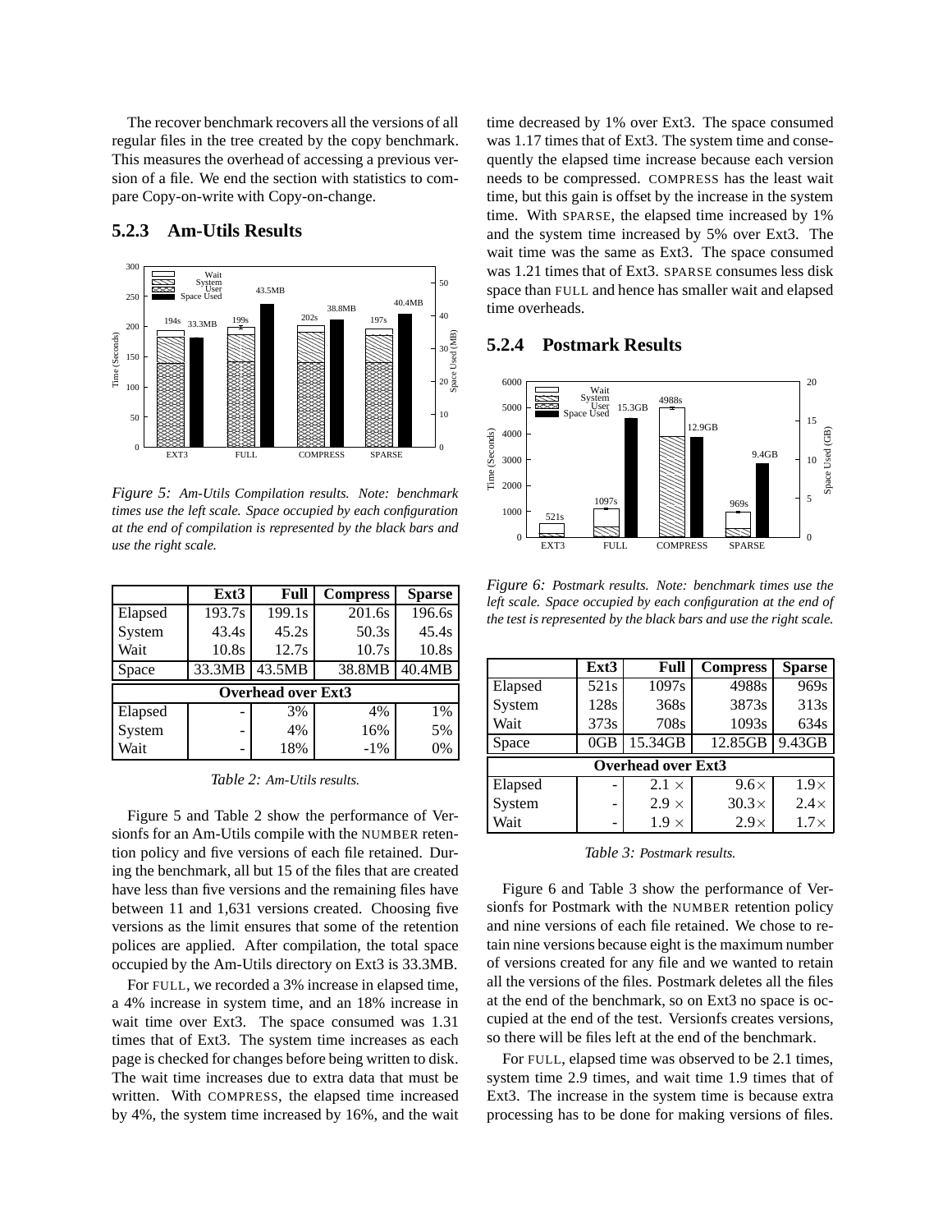The recover benchmark recovers all the versions of all regular files in the tree created by the copy benchmark. This measures the overhead of accessing a previous version of a file. We end the section with statistics to compare Copy-on-write with Copy-on-change.

### 5.2.3 Am-Utils Results

*Figure 5: Am-Utils Compilation results. Note: benchmark times use the left scale. Space occupied by each configuration at the end of compilation is represented by the black bars and use the right scale.*

| | Ext3 | Full | Compress | Sparse |
|---|---|---|---|---|
| Elapsed | 193.7s | 199.1s | 201.6s | 196.6s |
| System | 43.4s | 45.2s | 50.3s | 45.4s |
| Wait | 10.8s | 12.7s | 10.7s | 10.8s |
| Space | 33.3MB | 43.5MB | 38.8MB | 40.4MB |
| **Overhead over Ext3** | | | | |
| Elapsed | - | 3% | 4% | 1% |
| System | - | 4% | 16% | 5% |
| Wait | - | 18% | -1% | 0% |

*Table 2: Am-Utils results.*

Figure 5 and Table 2 show the performance of Versionfs for an Am-Utils compile with the NUMBER retention policy and five versions of each file retained. During the benchmark, all but 15 of the files that are created have less than five versions and the remaining files have between 11 and 1,631 versions created. Choosing five versions as the limit ensures that some of the retention polices are applied. After compilation, the total space occupied by the Am-Utils directory on Ext3 is 33.3MB.

For FULL, we recorded a 3% increase in elapsed time, a 4% increase in system time, and an 18% increase in wait time over Ext3. The space consumed was 1.31 times that of Ext3. The system time increases as each page is checked for changes before being written to disk. The wait time increases due to extra data that must be written. With COMPRESS, the elapsed time increased by 4%, the system time increased by 16%, and the wait time decreased by 1% over Ext3. The space consumed was 1.17 times that of Ext3. The system time and consequently the elapsed time increase because each version needs to be compressed. COMPRESS has the least wait time, but this gain is offset by the increase in the system time. With SPARSE, the elapsed time increased by 1% and the system time increased by 5% over Ext3. The wait time was the same as Ext3. The space consumed was 1.21 times that of Ext3. SPARSE consumes less disk space than FULL and hence has smaller wait and elapsed time overheads.

### 5.2.4 Postmark Results

*Figure 6: Postmark results. Note: benchmark times use the left scale. Space occupied by each configuration at the end of the test is represented by the black bars and use the right scale.*

| | Ext3 | Full | Compress | Sparse |
|---|---|---|---|---|
| Elapsed | 521s | 1097s | 4988s | 969s |
| System | 128s | 368s | 3873s | 313s |
| Wait | 373s | 708s | 1093s | 634s |
| Space | 0GB | 15.34GB | 12.85GB | 9.43GB |
| **Overhead over Ext3** | | | | |
| Elapsed | - | 2.1 × | 9.6× | 1.9× |
| System | - | 2.9 × | 30.3× | 2.4× |
| Wait | - | 1.9 × | 2.9× | 1.7× |

*Table 3: Postmark results.*

Figure 6 and Table 3 show the performance of Versionfs for Postmark with the NUMBER retention policy and nine versions of each file retained. We chose to retain nine versions because eight is the maximum number of versions created for any file and we wanted to retain all the versions of the files. Postmark deletes all the files at the end of the benchmark, so on Ext3 no space is occupied at the end of the test. Versionfs creates versions, so there will be files left at the end of the benchmark.

For FULL, elapsed time was observed to be 2.1 times, system time 2.9 times, and wait time 1.9 times that of Ext3. The increase in the system time is because extra processing has to be done for making versions of files.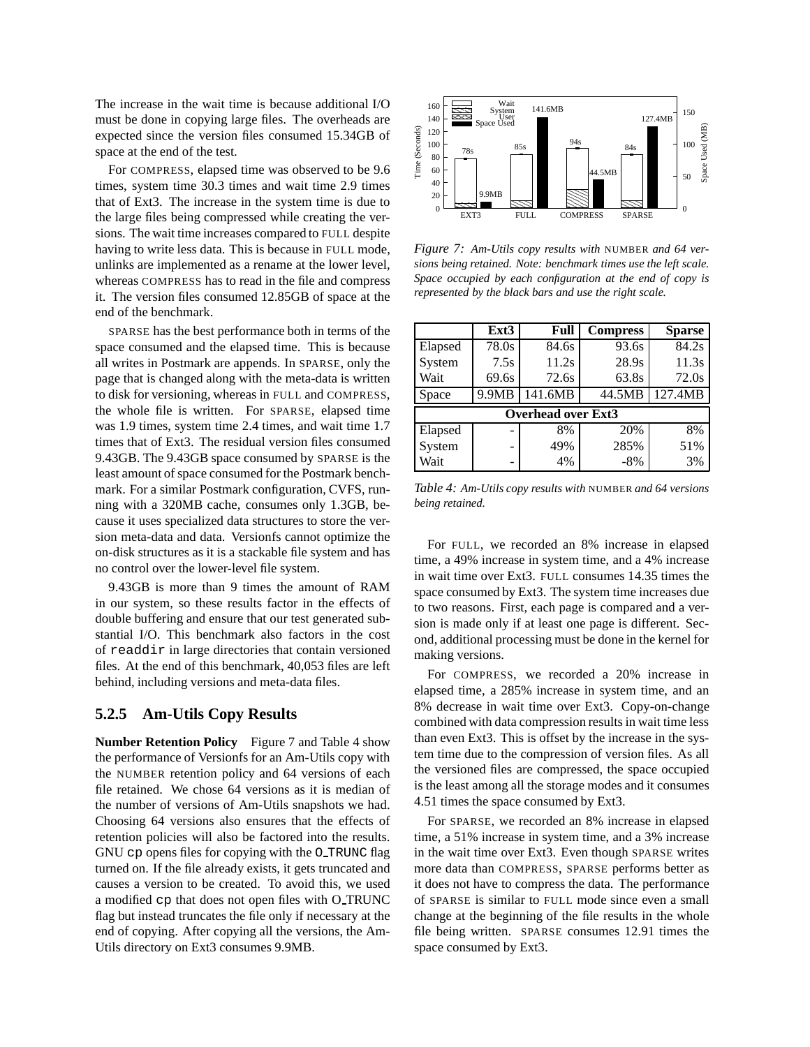The increase in the wait time is because additional I/O must be done in copying large files. The overheads are expected since the version files consumed 15.34GB of space at the end of the test.

For COMPRESS, elapsed time was observed to be 9.6 times, system time 30.3 times and wait time 2.9 times that of Ext3. The increase in the system time is due to the large files being compressed while creating the versions. The wait time increases compared to FULL despite having to write less data. This is because in FULL mode, unlinks are implemented as a rename at the lower level, whereas COMPRESS has to read in the file and compress it. The version files consumed 12.85GB of space at the end of the benchmark.

SPARSE has the best performance both in terms of the space consumed and the elapsed time. This is because all writes in Postmark are appends. In SPARSE, only the page that is changed along with the meta-data is written to disk for versioning, whereas in FULL and COMPRESS, the whole file is written. For SPARSE, elapsed time was 1.9 times, system time 2.4 times, and wait time 1.7 times that of Ext3. The residual version files consumed 9.43GB. The 9.43GB space consumed by SPARSE is the least amount of space consumed for the Postmark benchmark. For a similar Postmark configuration, CVFS, running with a 320MB cache, consumes only 1.3GB, because it uses specialized data structures to store the version meta-data and data. Versionfs cannot optimize the on-disk structures as it is a stackable file system and has no control over the lower-level file system.

9.43GB is more than 9 times the amount of RAM in our system, so these results factor in the effects of double buffering and ensure that our test generated substantial I/O. This benchmark also factors in the cost of `readdir` in large directories that contain versioned files. At the end of this benchmark, 40,053 files are left behind, including versions and meta-data files.

### 5.2.5 Am-Utils Copy Results

**Number Retention Policy** Figure 7 and Table 4 show the performance of Versionfs for an Am-Utils copy with the NUMBER retention policy and 64 versions of each file retained. We chose 64 versions as it is median of the number of versions of Am-Utils snapshots we had. Choosing 64 versions also ensures that the effects of retention policies will also be factored into the results. GNU `cp` opens files for copying with the `O_TRUNC` flag turned on. If the file already exists, it gets truncated and causes a version to be created. To avoid this, we used a modified `cp` that does not open files with O_TRUNC flag but instead truncates the file only if necessary at the end of copying. After copying all the versions, the Am-Utils directory on Ext3 consumes 9.9MB.

*Figure 7: Am-Utils copy results with NUMBER and 64 versions being retained. Note: benchmark times use the left scale. Space occupied by each configuration at the end of copy is represented by the black bars and use the right scale.*

| | Ext3 | Full | Compress | Sparse |
|---|---|---|---|---|
| Elapsed | 78.0s | 84.6s | 93.6s | 84.2s |
| System | 7.5s | 11.2s | 28.9s | 11.3s |
| Wait | 69.6s | 72.6s | 63.8s | 72.0s |
| Space | 9.9MB | 141.6MB | 44.5MB | 127.4MB |
| **Overhead over Ext3** | | | | |
| Elapsed | - | 8% | 20% | 8% |
| System | - | 49% | 285% | 51% |
| Wait | - | 4% | -8% | 3% |

*Table 4: Am-Utils copy results with NUMBER and 64 versions being retained.*

For FULL, we recorded an 8% increase in elapsed time, a 49% increase in system time, and a 4% increase in wait time over Ext3. FULL consumes 14.35 times the space consumed by Ext3. The system time increases due to two reasons. First, each page is compared and a version is made only if at least one page is different. Second, additional processing must be done in the kernel for making versions.

For COMPRESS, we recorded a 20% increase in elapsed time, a 285% increase in system time, and an 8% decrease in wait time over Ext3. Copy-on-change combined with data compression results in wait time less than even Ext3. This is offset by the increase in the system time due to the compression of version files. As all the versioned files are compressed, the space occupied is the least among all the storage modes and it consumes 4.51 times the space consumed by Ext3.

For SPARSE, we recorded an 8% increase in elapsed time, a 51% increase in system time, and a 3% increase in the wait time over Ext3. Even though SPARSE writes more data than COMPRESS, SPARSE performs better as it does not have to compress the data. The performance of SPARSE is similar to FULL mode since even a small change at the beginning of the file results in the whole file being written. SPARSE consumes 12.91 times the space consumed by Ext3.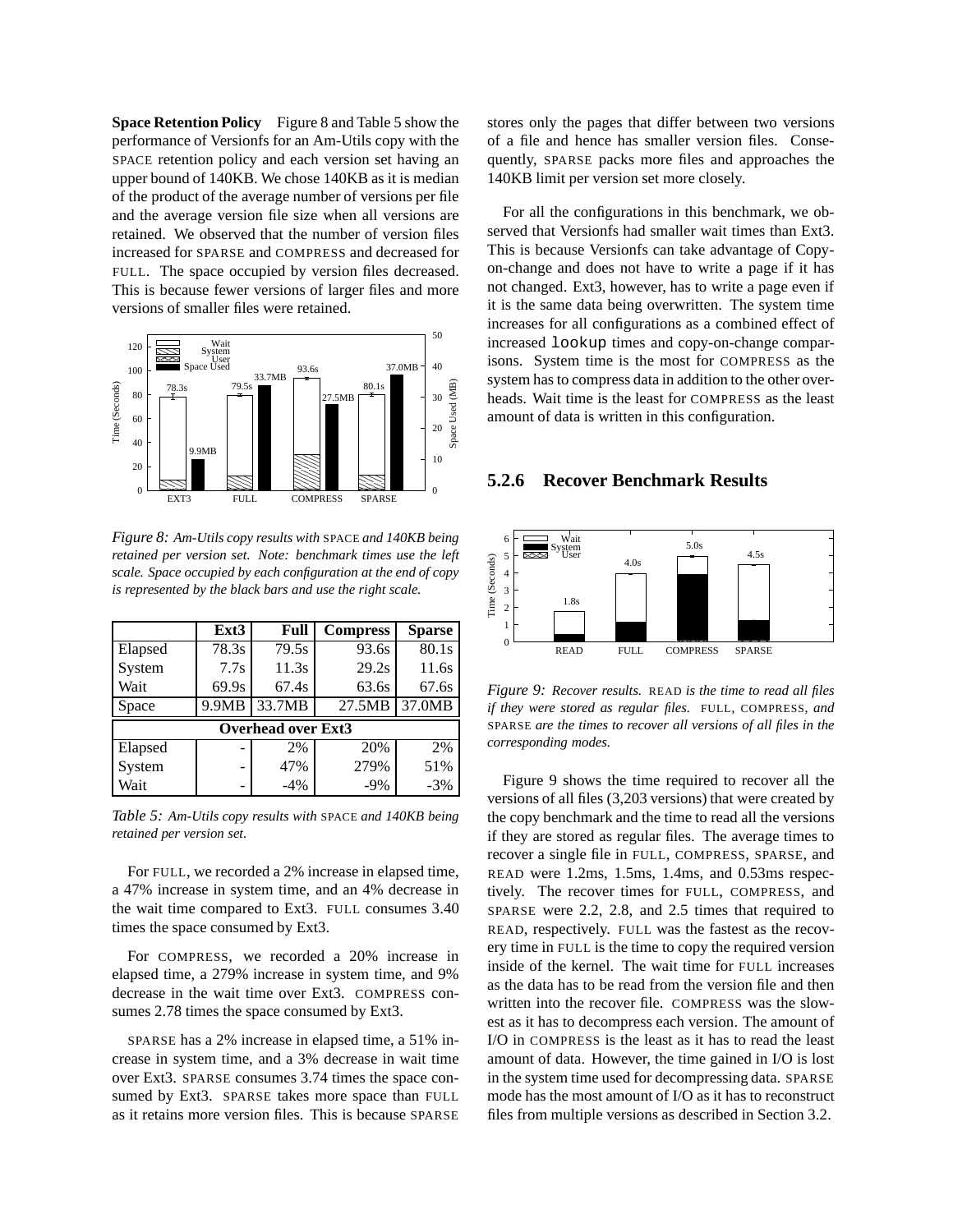**Space Retention Policy** Figure 8 and Table 5 show the performance of Versionfs for an Am-Utils copy with the SPACE retention policy and each version set having an upper bound of 140KB. We chose 140KB as it is median of the product of the average number of versions per file and the average version file size when all versions are retained. We observed that the number of version files increased for SPARSE and COMPRESS and decreased for FULL. The space occupied by version files decreased. This is because fewer versions of larger files and more versions of smaller files were retained.

*Figure 8: Am-Utils copy results with SPACE and 140KB being retained per version set. Note: benchmark times use the left scale. Space occupied by each configuration at the end of copy is represented by the black bars and use the right scale.*

| | Ext3 | Full | Compress | Sparse |
|---|---|---|---|---|
| Elapsed | 78.3s | 79.5s | 93.6s | 80.1s |
| System | 7.7s | 11.3s | 29.2s | 11.6s |
| Wait | 69.9s | 67.4s | 63.6s | 67.6s |
| Space | 9.9MB | 33.7MB | 27.5MB | 37.0MB |
| **Overhead over Ext3** | | | | |
| Elapsed | - | 2% | 20% | 2% |
| System | - | 47% | 279% | 51% |
| Wait | - | -4% | -9% | -3% |

*Table 5: Am-Utils copy results with SPACE and 140KB being retained per version set.*

For FULL, we recorded a 2% increase in elapsed time, a 47% increase in system time, and an 4% decrease in the wait time compared to Ext3. FULL consumes 3.40 times the space consumed by Ext3.

For COMPRESS, we recorded a 20% increase in elapsed time, a 279% increase in system time, and 9% decrease in the wait time over Ext3. COMPRESS consumes 2.78 times the space consumed by Ext3.

SPARSE has a 2% increase in elapsed time, a 51% increase in system time, and a 3% decrease in wait time over Ext3. SPARSE consumes 3.74 times the space consumed by Ext3. SPARSE takes more space than FULL as it retains more version files. This is because SPARSE stores only the pages that differ between two versions of a file and hence has smaller version files. Consequently, SPARSE packs more files and approaches the 140KB limit per version set more closely.

For all the configurations in this benchmark, we observed that Versionfs had smaller wait times than Ext3. This is because Versionfs can take advantage of Copy-on-change and does not have to write a page if it has not changed. Ext3, however, has to write a page even if it is the same data being overwritten. The system time increases for all configurations as a combined effect of increased `lookup` times and copy-on-change comparisons. System time is the most for COMPRESS as the system has to compress data in addition to the other overheads. Wait time is the least for COMPRESS as the least amount of data is written in this configuration.

### 5.2.6 Recover Benchmark Results

*Figure 9: Recover results. READ is the time to read all files if they were stored as regular files. FULL, COMPRESS, and SPARSE are the times to recover all versions of all files in the corresponding modes.*

Figure 9 shows the time required to recover all the versions of all files (3,203 versions) that were created by the copy benchmark and the time to read all the versions if they are stored as regular files. The average times to recover a single file in FULL, COMPRESS, SPARSE, and READ were 1.2ms, 1.5ms, 1.4ms, and 0.53ms respectively. The recover times for FULL, COMPRESS, and SPARSE were 2.2, 2.8, and 2.5 times that required to READ, respectively. FULL was the fastest as the recovery time in FULL is the time to copy the required version inside of the kernel. The wait time for FULL increases as the data has to be read from the version file and then written into the recover file. COMPRESS was the slowest as it has to decompress each version. The amount of I/O in COMPRESS is the least as it has to read the least amount of data. However, the time gained in I/O is lost in the system time used for decompressing data. SPARSE mode has the most amount of I/O as it has to reconstruct files from multiple versions as described in Section 3.2.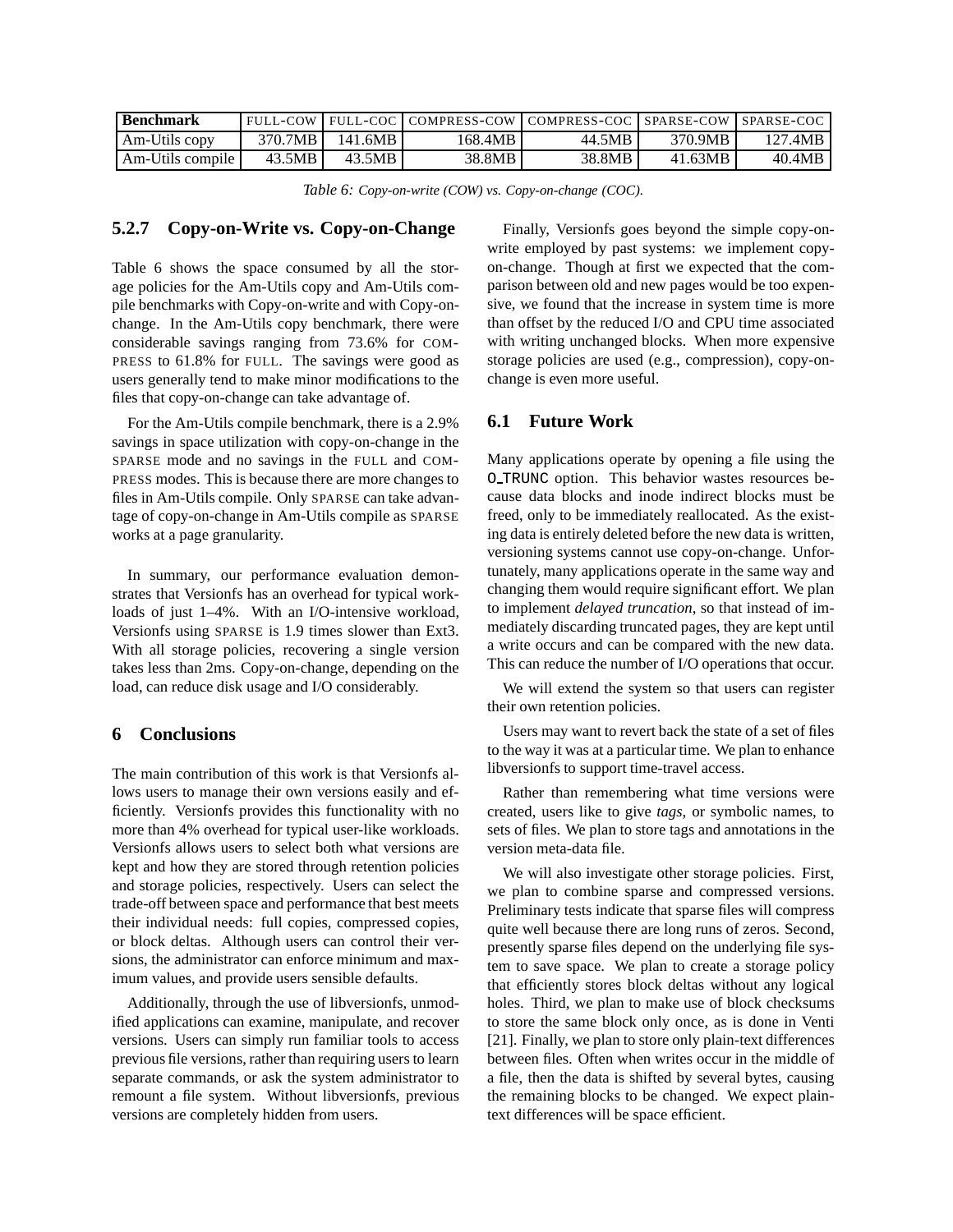| **Benchmark** | FULL-COW | FULL-COC | COMPRESS-COW | COMPRESS-COC | SPARSE-COW | SPARSE-COC |
|---|---|---|---|---|---|---|
| Am-Utils copy | 370.7MB | 141.6MB | 168.4MB | 44.5MB | 370.9MB | 127.4MB |
| Am-Utils compile | 43.5MB | 43.5MB | 38.8MB | 38.8MB | 41.63MB | 40.4MB |

*Table 6: Copy-on-write (COW) vs. Copy-on-change (COC).*

### 5.2.7 Copy-on-Write vs. Copy-on-Change

Table 6 shows the space consumed by all the storage policies for the Am-Utils copy and Am-Utils compile benchmarks with Copy-on-write and with Copy-on-change. In the Am-Utils copy benchmark, there were considerable savings ranging from 73.6% for COMPRESS to 61.8% for FULL. The savings were good as users generally tend to make minor modifications to the files that copy-on-change can take advantage of.

For the Am-Utils compile benchmark, there is a 2.9% savings in space utilization with copy-on-change in the SPARSE mode and no savings in the FULL and COMPRESS modes. This is because there are more changes to files in Am-Utils compile. Only SPARSE can take advantage of copy-on-change in Am-Utils compile as SPARSE works at a page granularity.

In summary, our performance evaluation demonstrates that Versionfs has an overhead for typical workloads of just 1–4%. With an I/O-intensive workload, Versionfs using SPARSE is 1.9 times slower than Ext3. With all storage policies, recovering a single version takes less than 2ms. Copy-on-change, depending on the load, can reduce disk usage and I/O considerably.

## 6 Conclusions

The main contribution of this work is that Versionfs allows users to manage their own versions easily and efficiently. Versionfs provides this functionality with no more than 4% overhead for typical user-like workloads. Versionfs allows users to select both what versions are kept and how they are stored through retention policies and storage policies, respectively. Users can select the trade-off between space and performance that best meets their individual needs: full copies, compressed copies, or block deltas. Although users can control their versions, the administrator can enforce minimum and maximum values, and provide users sensible defaults.

Additionally, through the use of libversionfs, unmodified applications can examine, manipulate, and recover versions. Users can simply run familiar tools to access previous file versions, rather than requiring users to learn separate commands, or ask the system administrator to remount a file system. Without libversionfs, previous versions are completely hidden from users.

Finally, Versionfs goes beyond the simple copy-on-write employed by past systems: we implement copy-on-change. Though at first we expected that the comparison between old and new pages would be too expensive, we found that the increase in system time is more than offset by the reduced I/O and CPU time associated with writing unchanged blocks. When more expensive storage policies are used (e.g., compression), copy-on-change is even more useful.

## 6.1 Future Work

Many applications operate by opening a file using the `O_TRUNC` option. This behavior wastes resources because data blocks and inode indirect blocks must be freed, only to be immediately reallocated. As the existing data is entirely deleted before the new data is written, versioning systems cannot use copy-on-change. Unfortunately, many applications operate in the same way and changing them would require significant effort. We plan to implement *delayed truncation*, so that instead of immediately discarding truncated pages, they are kept until a write occurs and can be compared with the new data. This can reduce the number of I/O operations that occur.

We will extend the system so that users can register their own retention policies.

Users may want to revert back the state of a set of files to the way it was at a particular time. We plan to enhance libversionfs to support time-travel access.

Rather than remembering what time versions were created, users like to give *tags*, or symbolic names, to sets of files. We plan to store tags and annotations in the version meta-data file.

We will also investigate other storage policies. First, we plan to combine sparse and compressed versions. Preliminary tests indicate that sparse files will compress quite well because there are long runs of zeros. Second, presently sparse files depend on the underlying file system to save space. We plan to create a storage policy that efficiently stores block deltas without any logical holes. Third, we plan to make use of block checksums to store the same block only once, as is done in Venti [21]. Finally, we plan to store only plain-text differences between files. Often when writes occur in the middle of a file, then the data is shifted by several bytes, causing the remaining blocks to be changed. We expect plain-text differences will be space efficient.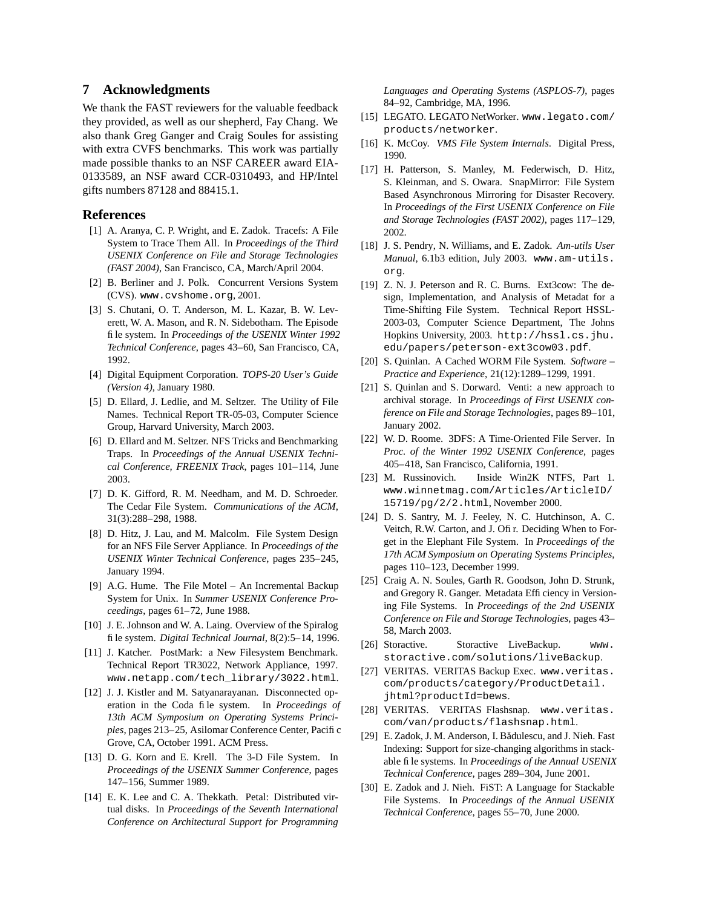## 7 Acknowledgments

We thank the FAST reviewers for the valuable feedback they provided, as well as our shepherd, Fay Chang. We also thank Greg Ganger and Craig Soules for assisting with extra CVFS benchmarks. This work was partially made possible thanks to an NSF CAREER award EIA-0133589, an NSF award CCR-0310493, and HP/Intel gifts numbers 87128 and 88415.1.

## References

[1] A. Aranya, C. P. Wright, and E. Zadok. Tracefs: A File System to Trace Them All. In *Proceedings of the Third USENIX Conference on File and Storage Technologies (FAST 2004)*, San Francisco, CA, March/April 2004.

[2] B. Berliner and J. Polk. Concurrent Versions System (CVS). www.cvshome.org, 2001.

[3] S. Chutani, O. T. Anderson, M. L. Kazar, B. W. Leverett, W. A. Mason, and R. N. Sidebotham. The Episode file system. In *Proceedings of the USENIX Winter 1992 Technical Conference*, pages 43–60, San Francisco, CA, 1992.

[4] Digital Equipment Corporation. *TOPS-20 User's Guide (Version 4)*, January 1980.

[5] D. Ellard, J. Ledlie, and M. Seltzer. The Utility of File Names. Technical Report TR-05-03, Computer Science Group, Harvard University, March 2003.

[6] D. Ellard and M. Seltzer. NFS Tricks and Benchmarking Traps. In *Proceedings of the Annual USENIX Technical Conference, FREENIX Track*, pages 101–114, June 2003.

[7] D. K. Gifford, R. M. Needham, and M. D. Schroeder. The Cedar File System. *Communications of the ACM*, 31(3):288–298, 1988.

[8] D. Hitz, J. Lau, and M. Malcolm. File System Design for an NFS File Server Appliance. In *Proceedings of the USENIX Winter Technical Conference*, pages 235–245, January 1994.

[9] A.G. Hume. The File Motel – An Incremental Backup System for Unix. In *Summer USENIX Conference Proceedings*, pages 61–72, June 1988.

[10] J. E. Johnson and W. A. Laing. Overview of the Spiralog file system. *Digital Technical Journal*, 8(2):5–14, 1996.

[11] J. Katcher. PostMark: a New Filesystem Benchmark. Technical Report TR3022, Network Appliance, 1997. www.netapp.com/tech_library/3022.html.

[12] J. J. Kistler and M. Satyanarayanan. Disconnected operation in the Coda file system. In *Proceedings of 13th ACM Symposium on Operating Systems Principles*, pages 213–25, Asilomar Conference Center, Pacific Grove, CA, October 1991. ACM Press.

[13] D. G. Korn and E. Krell. The 3-D File System. In *Proceedings of the USENIX Summer Conference*, pages 147–156, Summer 1989.

[14] E. K. Lee and C. A. Thekkath. Petal: Distributed virtual disks. In *Proceedings of the Seventh International Conference on Architectural Support for Programming Languages and Operating Systems (ASPLOS-7)*, pages 84–92, Cambridge, MA, 1996.

[15] LEGATO. LEGATO NetWorker. www.legato.com/products/networker.

[16] K. McCoy. *VMS File System Internals*. Digital Press, 1990.

[17] H. Patterson, S. Manley, M. Federwisch, D. Hitz, S. Kleinman, and S. Owara. SnapMirror: File System Based Asynchronous Mirroring for Disaster Recovery. In *Proceedings of the First USENIX Conference on File and Storage Technologies (FAST 2002)*, pages 117–129, 2002.

[18] J. S. Pendry, N. Williams, and E. Zadok. *Am-utils User Manual*, 6.1b3 edition, July 2003. www.am-utils.org.

[19] Z. N. J. Peterson and R. C. Burns. Ext3cow: The design, Implementation, and Analysis of Metadat for a Time-Shifting File System. Technical Report HSSL-2003-03, Computer Science Department, The Johns Hopkins University, 2003. http://hssl.cs.jhu.edu/papers/peterson-ext3cow03.pdf.

[20] S. Quinlan. A Cached WORM File System. *Software – Practice and Experience*, 21(12):1289–1299, 1991.

[21] S. Quinlan and S. Dorward. Venti: a new approach to archival storage. In *Proceedings of First USENIX conference on File and Storage Technologies*, pages 89–101, January 2002.

[22] W. D. Roome. 3DFS: A Time-Oriented File Server. In *Proc. of the Winter 1992 USENIX Conference*, pages 405–418, San Francisco, California, 1991.

[23] M. Russinovich. Inside Win2K NTFS, Part 1. www.winnetmag.com/Articles/ArticleID/15719/pg/2/2.html, November 2000.

[24] D. S. Santry, M. J. Feeley, N. C. Hutchinson, A. C. Veitch, R.W. Carton, and J. Ofir. Deciding When to Forget in the Elephant File System. In *Proceedings of the 17th ACM Symposium on Operating Systems Principles*, pages 110–123, December 1999.

[25] Craig A. N. Soules, Garth R. Goodson, John D. Strunk, and Gregory R. Ganger. Metadata Efficiency in Versioning File Systems. In *Proceedings of the 2nd USENIX Conference on File and Storage Technologies*, pages 43–58, March 2003.

[26] Storactive. Storactive LiveBackup. www.storactive.com/solutions/liveBackup.

[27] VERITAS. VERITAS Backup Exec. www.veritas.com/products/category/ProductDetail.jhtml?productId=bews.

[28] VERITAS. VERITAS Flashsnap. www.veritas.com/van/products/flashsnap.html.

[29] E. Zadok, J. M. Anderson, I. Bădulescu, and J. Nieh. Fast Indexing: Support for size-changing algorithms in stackable file systems. In *Proceedings of the Annual USENIX Technical Conference*, pages 289–304, June 2001.

[30] E. Zadok and J. Nieh. FiST: A Language for Stackable File Systems. In *Proceedings of the Annual USENIX Technical Conference*, pages 55–70, June 2000.